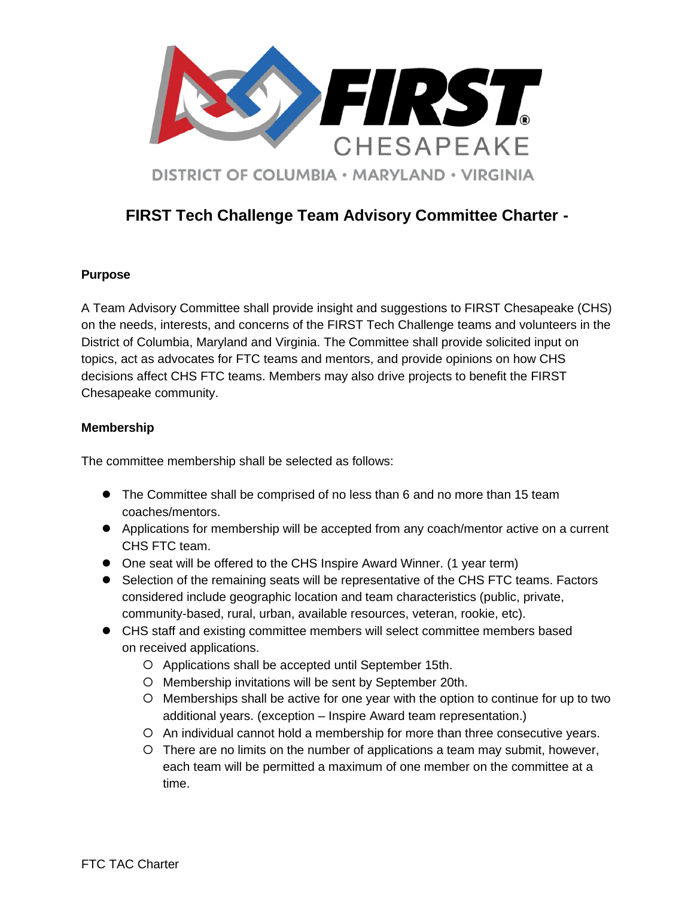# FIRST Tech Challenge Team Advisory Committee Charter -

**Purpose**

A Team Advisory Committee shall provide insight and suggestions to FIRST Chesapeake (CHS) on the needs, interests, and concerns of the FIRST Tech Challenge teams and volunteers in the District of Columbia, Maryland and Virginia. The Committee shall provide solicited input on topics, act as advocates for FTC teams and mentors, and provide opinions on how CHS decisions affect CHS FTC teams. Members may also drive projects to benefit the FIRST Chesapeake community.

**Membership**

The committee membership shall be selected as follows:

- The Committee shall be comprised of no less than 6 and no more than 15 team coaches/mentors.
- Applications for membership will be accepted from any coach/mentor active on a current CHS FTC team.
- One seat will be offered to the CHS Inspire Award Winner. (1 year term)
- Selection of the remaining seats will be representative of the CHS FTC teams. Factors considered include geographic location and team characteristics (public, private, community-based, rural, urban, available resources, veteran, rookie, etc).
- CHS staff and existing committee members will select committee members based on received applications.
    - Applications shall be accepted until September 15th.
    - Membership invitations will be sent by September 20th.
    - Memberships shall be active for one year with the option to continue for up to two additional years. (exception – Inspire Award team representation.)
    - An individual cannot hold a membership for more than three consecutive years.
    - There are no limits on the number of applications a team may submit, however, each team will be permitted a maximum of one member on the committee at a time.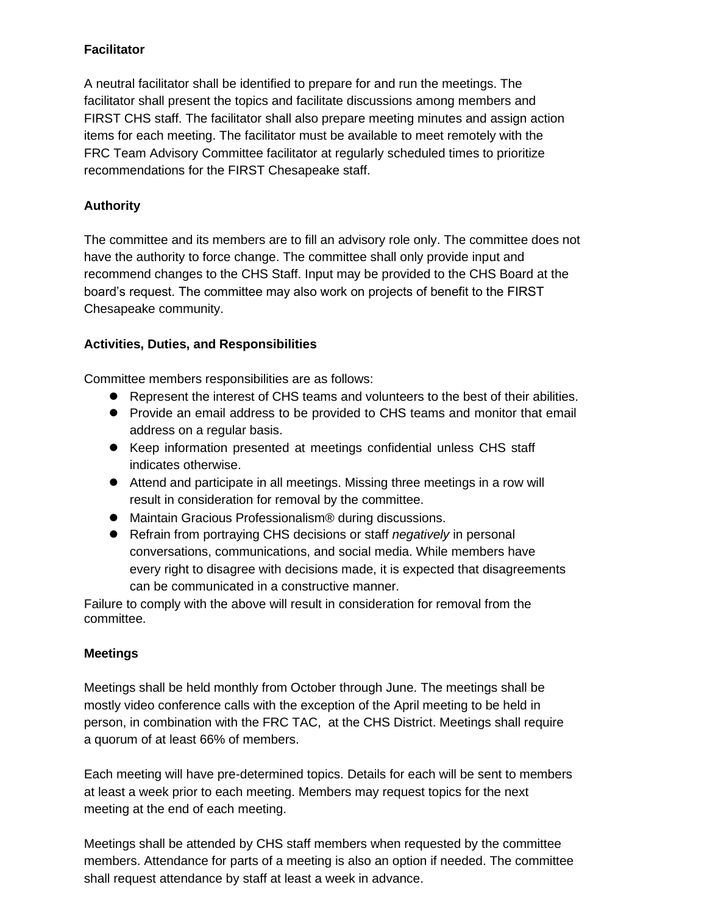**Facilitator**

A neutral facilitator shall be identified to prepare for and run the meetings. The facilitator shall present the topics and facilitate discussions among members and FIRST CHS staff. The facilitator shall also prepare meeting minutes and assign action items for each meeting. The facilitator must be available to meet remotely with the FRC Team Advisory Committee facilitator at regularly scheduled times to prioritize recommendations for the FIRST Chesapeake staff.

**Authority**

The committee and its members are to fill an advisory role only. The committee does not have the authority to force change. The committee shall only provide input and recommend changes to the CHS Staff. Input may be provided to the CHS Board at the board's request. The committee may also work on projects of benefit to the FIRST Chesapeake community.

**Activities, Duties, and Responsibilities**

Committee members responsibilities are as follows:

- Represent the interest of CHS teams and volunteers to the best of their abilities.
- Provide an email address to be provided to CHS teams and monitor that email address on a regular basis.
- Keep information presented at meetings confidential unless CHS staff indicates otherwise.
- Attend and participate in all meetings. Missing three meetings in a row will result in consideration for removal by the committee.
- Maintain Gracious Professionalism® during discussions.
- Refrain from portraying CHS decisions or staff *negatively* in personal conversations, communications, and social media. While members have every right to disagree with decisions made, it is expected that disagreements can be communicated in a constructive manner.

Failure to comply with the above will result in consideration for removal from the committee.

**Meetings**

Meetings shall be held monthly from October through June. The meetings shall be mostly video conference calls with the exception of the April meeting to be held in person, in combination with the FRC TAC, at the CHS District. Meetings shall require a quorum of at least 66% of members.

Each meeting will have pre-determined topics. Details for each will be sent to members at least a week prior to each meeting. Members may request topics for the next meeting at the end of each meeting.

Meetings shall be attended by CHS staff members when requested by the committee members. Attendance for parts of a meeting is also an option if needed. The committee shall request attendance by staff at least a week in advance.